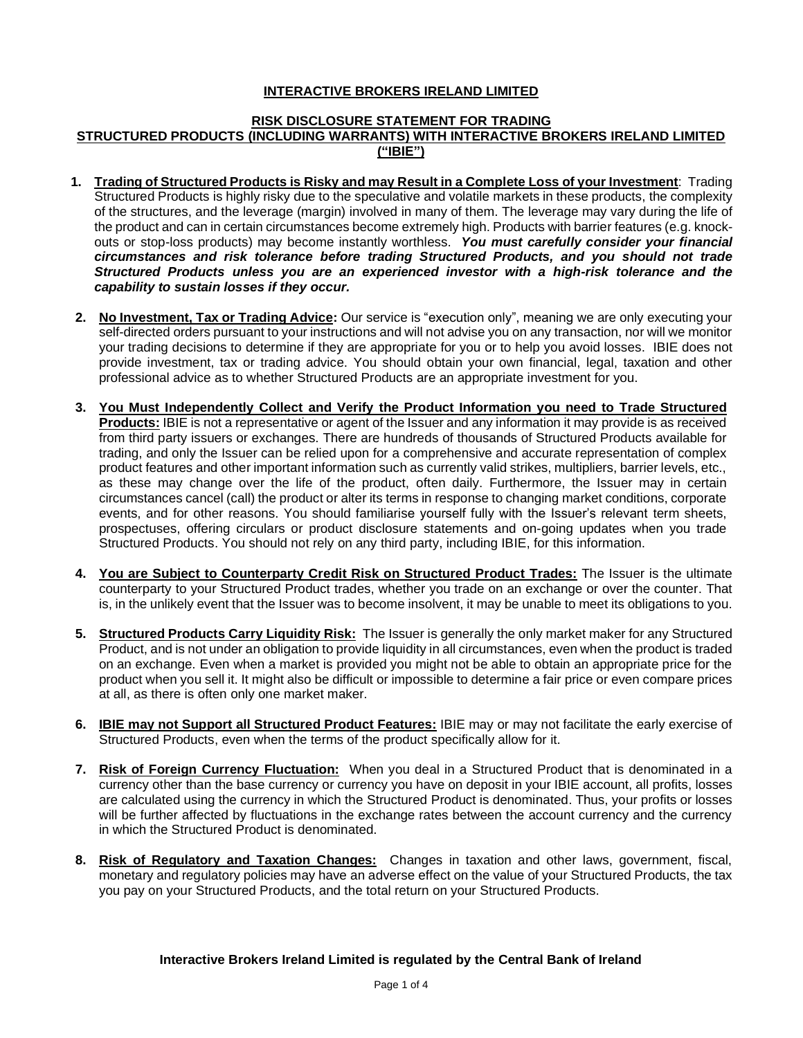# INTERACTIVE BROKERS IRELAND LIMITED

## RISK DISCLOSURE STATEMENT FOR TRADING STRUCTURED PRODUCTS (INCLUDING WARRANTS) WITH INTERACTIVE BROKERS IRELAND LIMITED ("IBIE")

1. **Trading of Structured Products is Risky and may Result in a Complete Loss of your Investment**: Trading Structured Products is highly risky due to the speculative and volatile markets in these products, the complexity of the structures, and the leverage (margin) involved in many of them. The leverage may vary during the life of the product and can in certain circumstances become extremely high. Products with barrier features (e.g. knock-outs or stop-loss products) may become instantly worthless. ***You must carefully consider your financial circumstances and risk tolerance before trading Structured Products, and you should not trade Structured Products unless you are an experienced investor with a high-risk tolerance and the capability to sustain losses if they occur.***

2. **No Investment, Tax or Trading Advice:** Our service is "execution only", meaning we are only executing your self-directed orders pursuant to your instructions and will not advise you on any transaction, nor will we monitor your trading decisions to determine if they are appropriate for you or to help you avoid losses. IBIE does not provide investment, tax or trading advice. You should obtain your own financial, legal, taxation and other professional advice as to whether Structured Products are an appropriate investment for you.

3. **You Must Independently Collect and Verify the Product Information you need to Trade Structured Products:** IBIE is not a representative or agent of the Issuer and any information it may provide is as received from third party issuers or exchanges. There are hundreds of thousands of Structured Products available for trading, and only the Issuer can be relied upon for a comprehensive and accurate representation of complex product features and other important information such as currently valid strikes, multipliers, barrier levels, etc., as these may change over the life of the product, often daily. Furthermore, the Issuer may in certain circumstances cancel (call) the product or alter its terms in response to changing market conditions, corporate events, and for other reasons. You should familiarise yourself fully with the Issuer's relevant term sheets, prospectuses, offering circulars or product disclosure statements and on-going updates when you trade Structured Products. You should not rely on any third party, including IBIE, for this information.

4. **You are Subject to Counterparty Credit Risk on Structured Product Trades:** The Issuer is the ultimate counterparty to your Structured Product trades, whether you trade on an exchange or over the counter. That is, in the unlikely event that the Issuer was to become insolvent, it may be unable to meet its obligations to you.

5. **Structured Products Carry Liquidity Risk:** The Issuer is generally the only market maker for any Structured Product, and is not under an obligation to provide liquidity in all circumstances, even when the product is traded on an exchange. Even when a market is provided you might not be able to obtain an appropriate price for the product when you sell it. It might also be difficult or impossible to determine a fair price or even compare prices at all, as there is often only one market maker.

6. **IBIE may not Support all Structured Product Features:** IBIE may or may not facilitate the early exercise of Structured Products, even when the terms of the product specifically allow for it.

7. **Risk of Foreign Currency Fluctuation:** When you deal in a Structured Product that is denominated in a currency other than the base currency or currency you have on deposit in your IBIE account, all profits, losses are calculated using the currency in which the Structured Product is denominated. Thus, your profits or losses will be further affected by fluctuations in the exchange rates between the account currency and the currency in which the Structured Product is denominated.

8. **Risk of Regulatory and Taxation Changes:** Changes in taxation and other laws, government, fiscal, monetary and regulatory policies may have an adverse effect on the value of your Structured Products, the tax you pay on your Structured Products, and the total return on your Structured Products.

**Interactive Brokers Ireland Limited is regulated by the Central Bank of Ireland**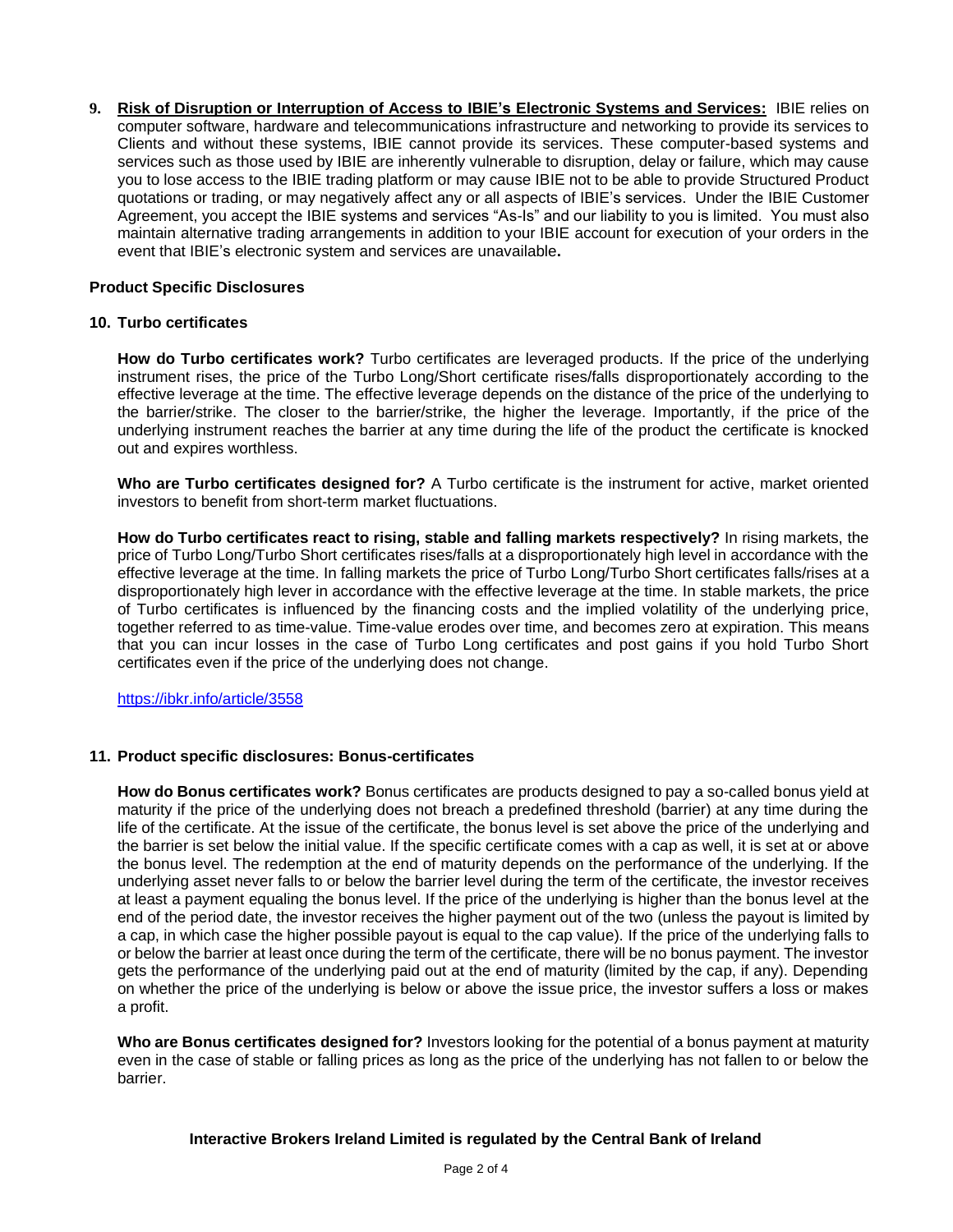9. **Risk of Disruption or Interruption of Access to IBIE's Electronic Systems and Services:** IBIE relies on computer software, hardware and telecommunications infrastructure and networking to provide its services to Clients and without these systems, IBIE cannot provide its services. These computer-based systems and services such as those used by IBIE are inherently vulnerable to disruption, delay or failure, which may cause you to lose access to the IBIE trading platform or may cause IBIE not to be able to provide Structured Product quotations or trading, or may negatively affect any or all aspects of IBIE's services. Under the IBIE Customer Agreement, you accept the IBIE systems and services "As-Is" and our liability to you is limited. You must also maintain alternative trading arrangements in addition to your IBIE account for execution of your orders in the event that IBIE's electronic system and services are unavailable**.**

**Product Specific Disclosures**

**10. Turbo certificates**

**How do Turbo certificates work?** Turbo certificates are leveraged products. If the price of the underlying instrument rises, the price of the Turbo Long/Short certificate rises/falls disproportionately according to the effective leverage at the time. The effective leverage depends on the distance of the price of the underlying to the barrier/strike. The closer to the barrier/strike, the higher the leverage. Importantly, if the price of the underlying instrument reaches the barrier at any time during the life of the product the certificate is knocked out and expires worthless.

**Who are Turbo certificates designed for?** A Turbo certificate is the instrument for active, market oriented investors to benefit from short-term market fluctuations.

**How do Turbo certificates react to rising, stable and falling markets respectively?** In rising markets, the price of Turbo Long/Turbo Short certificates rises/falls at a disproportionately high level in accordance with the effective leverage at the time. In falling markets the price of Turbo Long/Turbo Short certificates falls/rises at a disproportionately high lever in accordance with the effective leverage at the time. In stable markets, the price of Turbo certificates is influenced by the financing costs and the implied volatility of the underlying price, together referred to as time-value. Time-value erodes over time, and becomes zero at expiration. This means that you can incur losses in the case of Turbo Long certificates and post gains if you hold Turbo Short certificates even if the price of the underlying does not change.

https://ibkr.info/article/3558

**11. Product specific disclosures: Bonus-certificates**

**How do Bonus certificates work?** Bonus certificates are products designed to pay a so-called bonus yield at maturity if the price of the underlying does not breach a predefined threshold (barrier) at any time during the life of the certificate. At the issue of the certificate, the bonus level is set above the price of the underlying and the barrier is set below the initial value. If the specific certificate comes with a cap as well, it is set at or above the bonus level. The redemption at the end of maturity depends on the performance of the underlying. If the underlying asset never falls to or below the barrier level during the term of the certificate, the investor receives at least a payment equaling the bonus level. If the price of the underlying is higher than the bonus level at the end of the period date, the investor receives the higher payment out of the two (unless the payout is limited by a cap, in which case the higher possible payout is equal to the cap value). If the price of the underlying falls to or below the barrier at least once during the term of the certificate, there will be no bonus payment. The investor gets the performance of the underlying paid out at the end of maturity (limited by the cap, if any). Depending on whether the price of the underlying is below or above the issue price, the investor suffers a loss or makes a profit.

**Who are Bonus certificates designed for?** Investors looking for the potential of a bonus payment at maturity even in the case of stable or falling prices as long as the price of the underlying has not fallen to or below the barrier.

**Interactive Brokers Ireland Limited is regulated by the Central Bank of Ireland**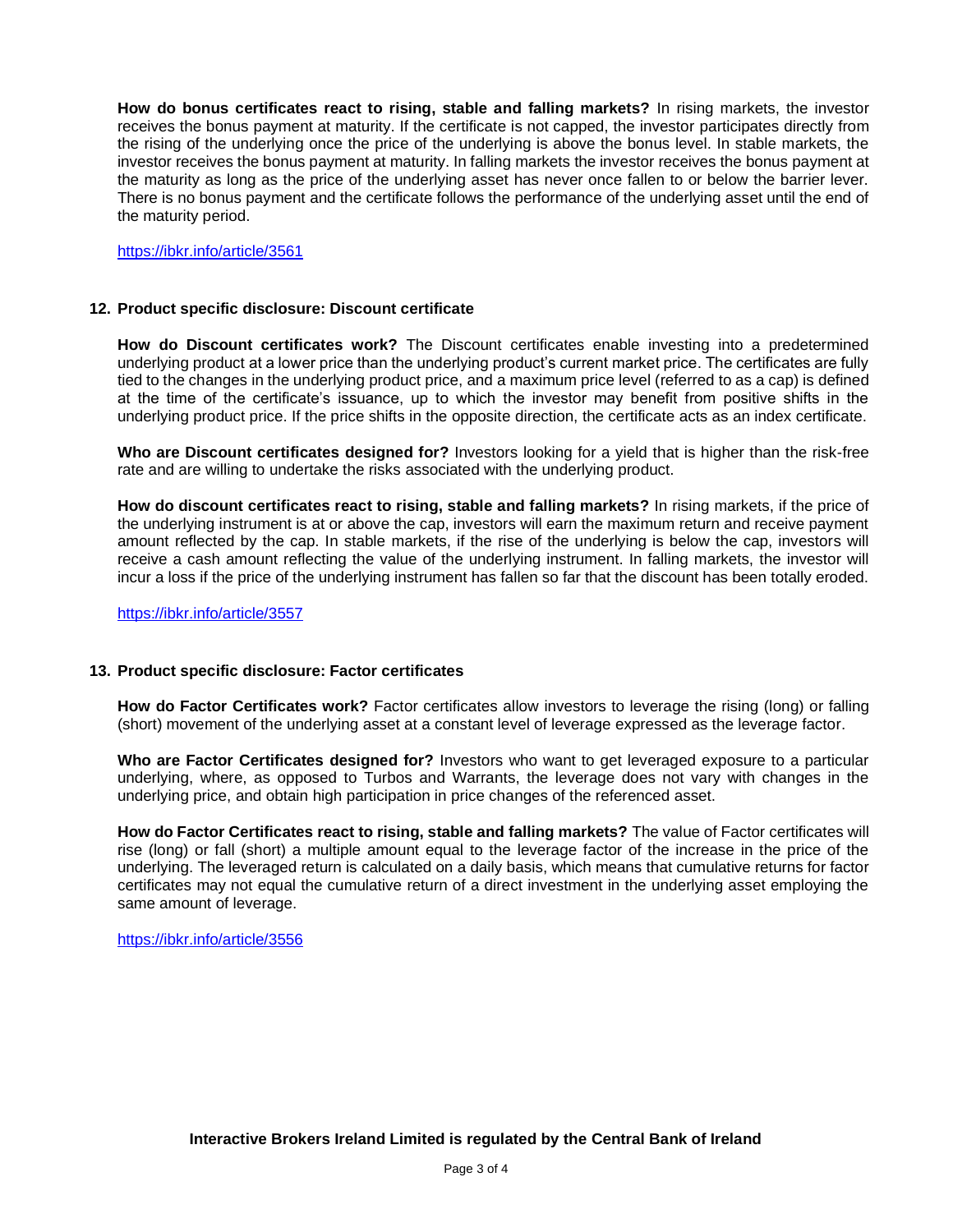**How do bonus certificates react to rising, stable and falling markets?** In rising markets, the investor receives the bonus payment at maturity. If the certificate is not capped, the investor participates directly from the rising of the underlying once the price of the underlying is above the bonus level. In stable markets, the investor receives the bonus payment at maturity. In falling markets the investor receives the bonus payment at the maturity as long as the price of the underlying asset has never once fallen to or below the barrier lever. There is no bonus payment and the certificate follows the performance of the underlying asset until the end of the maturity period.

https://ibkr.info/article/3561

## 12. Product specific disclosure: Discount certificate

**How do Discount certificates work?** The Discount certificates enable investing into a predetermined underlying product at a lower price than the underlying product's current market price. The certificates are fully tied to the changes in the underlying product price, and a maximum price level (referred to as a cap) is defined at the time of the certificate's issuance, up to which the investor may benefit from positive shifts in the underlying product price. If the price shifts in the opposite direction, the certificate acts as an index certificate.

**Who are Discount certificates designed for?** Investors looking for a yield that is higher than the risk-free rate and are willing to undertake the risks associated with the underlying product.

**How do discount certificates react to rising, stable and falling markets?** In rising markets, if the price of the underlying instrument is at or above the cap, investors will earn the maximum return and receive payment amount reflected by the cap. In stable markets, if the rise of the underlying is below the cap, investors will receive a cash amount reflecting the value of the underlying instrument. In falling markets, the investor will incur a loss if the price of the underlying instrument has fallen so far that the discount has been totally eroded.

https://ibkr.info/article/3557

## 13. Product specific disclosure: Factor certificates

**How do Factor Certificates work?** Factor certificates allow investors to leverage the rising (long) or falling (short) movement of the underlying asset at a constant level of leverage expressed as the leverage factor.

**Who are Factor Certificates designed for?** Investors who want to get leveraged exposure to a particular underlying, where, as opposed to Turbos and Warrants, the leverage does not vary with changes in the underlying price, and obtain high participation in price changes of the referenced asset.

**How do Factor Certificates react to rising, stable and falling markets?** The value of Factor certificates will rise (long) or fall (short) a multiple amount equal to the leverage factor of the increase in the price of the underlying. The leveraged return is calculated on a daily basis, which means that cumulative returns for factor certificates may not equal the cumulative return of a direct investment in the underlying asset employing the same amount of leverage.

https://ibkr.info/article/3556

**Interactive Brokers Ireland Limited is regulated by the Central Bank of Ireland**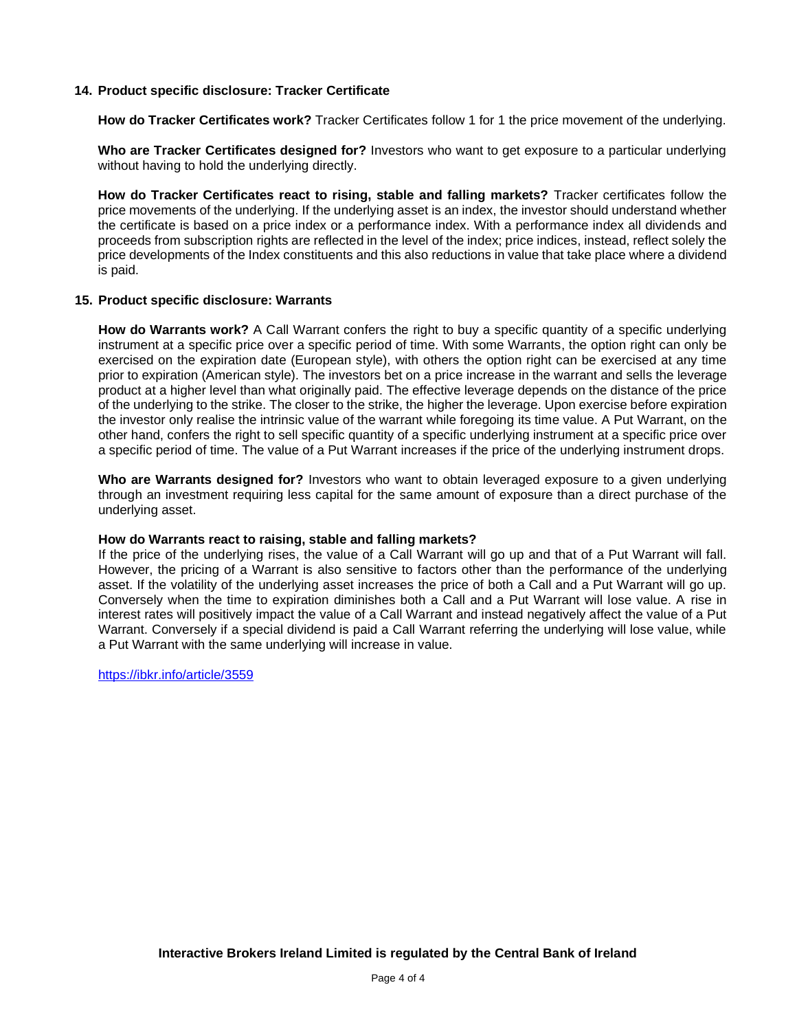## 14. Product specific disclosure: Tracker Certificate

**How do Tracker Certificates work?** Tracker Certificates follow 1 for 1 the price movement of the underlying.

**Who are Tracker Certificates designed for?** Investors who want to get exposure to a particular underlying without having to hold the underlying directly.

**How do Tracker Certificates react to rising, stable and falling markets?** Tracker certificates follow the price movements of the underlying. If the underlying asset is an index, the investor should understand whether the certificate is based on a price index or a performance index. With a performance index all dividends and proceeds from subscription rights are reflected in the level of the index; price indices, instead, reflect solely the price developments of the Index constituents and this also reductions in value that take place where a dividend is paid.

## 15. Product specific disclosure: Warrants

**How do Warrants work?** A Call Warrant confers the right to buy a specific quantity of a specific underlying instrument at a specific price over a specific period of time. With some Warrants, the option right can only be exercised on the expiration date (European style), with others the option right can be exercised at any time prior to expiration (American style). The investors bet on a price increase in the warrant and sells the leverage product at a higher level than what originally paid. The effective leverage depends on the distance of the price of the underlying to the strike. The closer to the strike, the higher the leverage. Upon exercise before expiration the investor only realise the intrinsic value of the warrant while foregoing its time value. A Put Warrant, on the other hand, confers the right to sell specific quantity of a specific underlying instrument at a specific price over a specific period of time. The value of a Put Warrant increases if the price of the underlying instrument drops.

**Who are Warrants designed for?** Investors who want to obtain leveraged exposure to a given underlying through an investment requiring less capital for the same amount of exposure than a direct purchase of the underlying asset.

**How do Warrants react to raising, stable and falling markets?**
If the price of the underlying rises, the value of a Call Warrant will go up and that of a Put Warrant will fall. However, the pricing of a Warrant is also sensitive to factors other than the performance of the underlying asset. If the volatility of the underlying asset increases the price of both a Call and a Put Warrant will go up. Conversely when the time to expiration diminishes both a Call and a Put Warrant will lose value. A rise in interest rates will positively impact the value of a Call Warrant and instead negatively affect the value of a Put Warrant. Conversely if a special dividend is paid a Call Warrant referring the underlying will lose value, while a Put Warrant with the same underlying will increase in value.

https://ibkr.info/article/3559

**Interactive Brokers Ireland Limited is regulated by the Central Bank of Ireland**